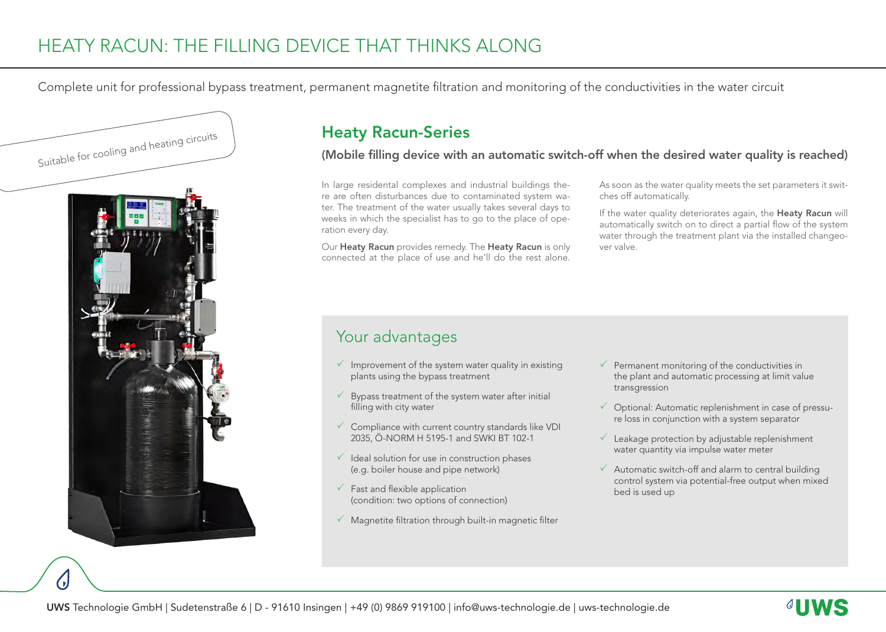# HEATY RACUN: THE FILLING DEVICE THAT THINKS ALONG

Complete unit for professional bypass treatment, permanent magnetite filtration and monitoring of the conductivities in the water circuit

Suitable for cooling and heating circuits

## Heaty Racun-Series

### (Mobile filling device with an automatic switch-off when the desired water quality is reached)

In large residental complexes and industrial buildings there are often disturbances due to contaminated system water. The treatment of the water usually takes several days to weeks in which the specialist has to go to the place of operation every day.

Our **Heaty Racun** provides remedy. The **Heaty Racun** is only connected at the place of use and he'll do the rest alone.

As soon as the water quality meets the set parameters it switches off automatically.

If the water quality deteriorates again, the **Heaty Racun** will automatically switch on to direct a partial flow of the system water through the treatment plant via the installed changeover valve.

## Your advantages

- ✓ Improvement of the system water quality in existing plants using the bypass treatment
- ✓ Bypass treatment of the system water after initial filling with city water
- ✓ Compliance with current country standards like VDI 2035, Ö-NORM H 5195-1 and SWKI BT 102-1
- ✓ Ideal solution for use in construction phases (e.g. boiler house and pipe network)
- ✓ Fast and flexible application (condition: two options of connection)
- ✓ Magnetite filtration through built-in magnetic filter
- ✓ Permanent monitoring of the conductivities in the plant and automatic processing at limit value transgression
- ✓ Optional: Automatic replenishment in case of pressure loss in conjunction with a system separator
- ✓ Leakage protection by adjustable replenishment water quantity via impulse water meter
- ✓ Automatic switch-off and alarm to central building control system via potential-free output when mixed bed is used up

**UWS** Technologie GmbH | Sudetenstraße 6 | D - 91610 Insingen | +49 (0) 9869 919100 | info@uws-technologie.de | uws-technologie.de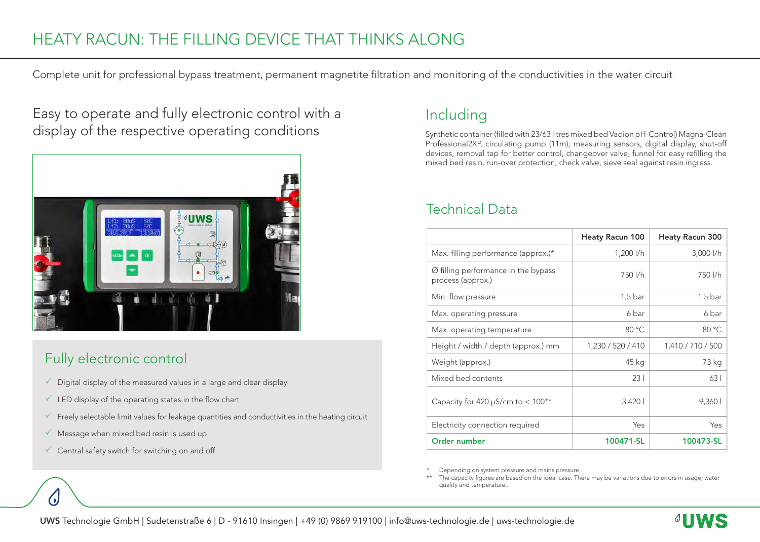# HEATY RACUN: THE FILLING DEVICE THAT THINKS ALONG

Complete unit for professional bypass treatment, permanent magnetite filtration and monitoring of the conductivities in the water circuit

## Easy to operate and fully electronic control with a display of the respective operating conditions

### Fully electronic control

- ✓ Digital display of the measured values in a large and clear display
- ✓ LED display of the operating states in the flow chart
- ✓ Freely selectable limit values for leakage quantities and conductivities in the heating circuit
- ✓ Message when mixed bed resin is used up
- ✓ Central safety switch for switching on and off

## Including

Synthetic container (filled with 23/63 litres mixed bed Vadion pH-Control) Magna-Clean Professional2XP, circulating pump (11m), measuring sensors, digital display, shut-off devices, removal tap for better control, changeover valve, funnel for easy refilling the mixed bed resin, run-over protection, check valve, sieve seal against resin ingress.

## Technical Data

| | Heaty Racun 100 | Heaty Racun 300 |
|---|---|---|
| Max. filling performance (approx.)* | 1,200 l/h | 3,000 l/h |
| Ø filling performance in the bypass process (approx.) | 750 l/h | 750 l/h |
| Min. flow pressure | 1.5 bar | 1.5 bar |
| Max. operating pressure | 6 bar | 6 bar |
| Max. operating temperature | 80 °C | 80 °C |
| Height / width / depth (approx.) mm | 1,230 / 520 / 410 | 1,410 / 710 / 500 |
| Weight (approx.) | 45 kg | 73 kg |
| Mixed bed contents | 23 l | 63 l |
| Capacity for 420 µS/cm to < 100** | 3,420 l | 9,360 l |
| Electricity connection required | Yes | Yes |
| **Order number** | **100471-SL** | **100473-SL** |

\* Depending on system pressure and mains pressure..

\*\* The capacity figures are based on the ideal case. There may be variations due to errors in usage, water quality and temperature..

**UWS** Technologie GmbH | Sudetenstraße 6 | D - 91610 Insingen | +49 (0) 9869 919100 | info@uws-technologie.de | uws-technologie.de